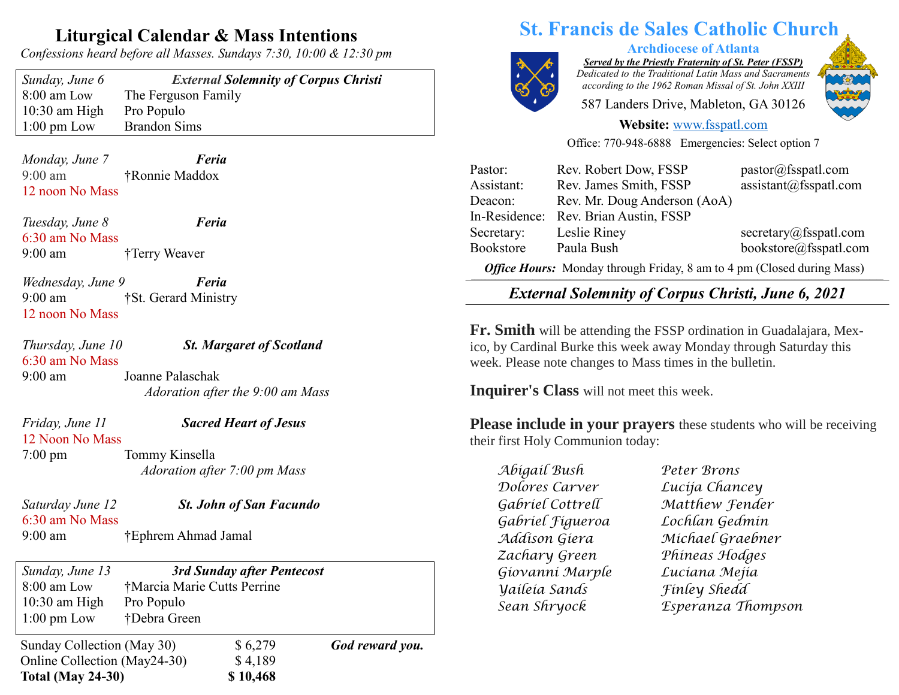# Liturgical Calendar & Mass Intentions

*Confessions heard before all Masses. Sundays 7:30, 10:00 & 12:30 pm*

| *Sunday, June 6* | ***External Solemnity of Corpus Christi*** |
|---|---|
| 8:00 am Low | The Ferguson Family |
| 10:30 am High | Pro Populo |
| 1:00 pm Low | Brandon Sims |

*Monday, June 7* — ***Feria***
9:00 am — †Ronnie Maddox
12 noon No Mass

*Tuesday, June 8* — ***Feria***
6:30 am No Mass
9:00 am — †Terry Weaver

*Wednesday, June 9* — ***Feria***
9:00 am — †St. Gerard Ministry
12 noon No Mass

*Thursday, June 10* — ***St. Margaret of Scotland***
6:30 am No Mass
9:00 am — Joanne Palaschak
*Adoration after the 9:00 am Mass*

*Friday, June 11* — ***Sacred Heart of Jesus***
12 Noon No Mass
7:00 pm — Tommy Kinsella
*Adoration after 7:00 pm Mass*

*Saturday June 12* — ***St. John of San Facundo***
6:30 am No Mass
9:00 am — †Ephrem Ahmad Jamal

| *Sunday, June 13* | ***3rd Sunday after Pentecost*** |
|---|---|
| 8:00 am Low | †Marcia Marie Cutts Perrine |
| 10:30 am High | Pro Populo |
| 1:00 pm Low | †Debra Green |

| | | |
|---|---|---|
| Sunday Collection (May 30) | $ 6,279 | ***God reward you.*** |
| Online Collection (May24-30) | $ 4,189 | |
| **Total (May 24-30)** | **$ 10,468** | |

# St. Francis de Sales Catholic Church

**Archdiocese of Atlanta**

***Served by the Priestly Fraternity of St. Peter (FSSP)***

*Dedicated to the Traditional Latin Mass and Sacraments according to the 1962 Roman Missal of St. John XXIII*

587 Landers Drive, Mableton, GA 30126

**Website:** www.fsspatl.com

Office: 770-948-6888 Emergencies: Select option 7

| | | |
|---|---|---|
| Pastor: | Rev. Robert Dow, FSSP | pastor@fsspatl.com |
| Assistant: | Rev. James Smith, FSSP | assistant@fsspatl.com |
| Deacon: | Rev. Mr. Doug Anderson (AoA) | |
| In-Residence: | Rev. Brian Austin, FSSP | |
| Secretary: | Leslie Riney | secretary@fsspatl.com |
| Bookstore | Paula Bush | bookstore@fsspatl.com |

***Office Hours:*** Monday through Friday, 8 am to 4 pm (Closed during Mass)

## *External Solemnity of Corpus Christi, June 6, 2021*

**Fr. Smith** will be attending the FSSP ordination in Guadalajara, Mexico, by Cardinal Burke this week away Monday through Saturday this week. Please note changes to Mass times in the bulletin.

**Inquirer's Class** will not meet this week.

**Please include in your prayers** these students who will be receiving their first Holy Communion today:

| | |
|---|---|
| *Abigail Bush* | *Peter Brons* |
| *Dolores Carver* | *Lucija Chancey* |
| *Gabriel Cottrell* | *Matthew Fender* |
| *Gabriel Figueroa* | *Lochlan Gedmin* |
| *Addison Giera* | *Michael Graebner* |
| *Zachary Green* | *Phineas Hodges* |
| *Giovanni Marple* | *Luciana Mejia* |
| *Yaileia Sands* | *Finley Shedd* |
| *Sean Shryock* | *Esperanza Thompson* |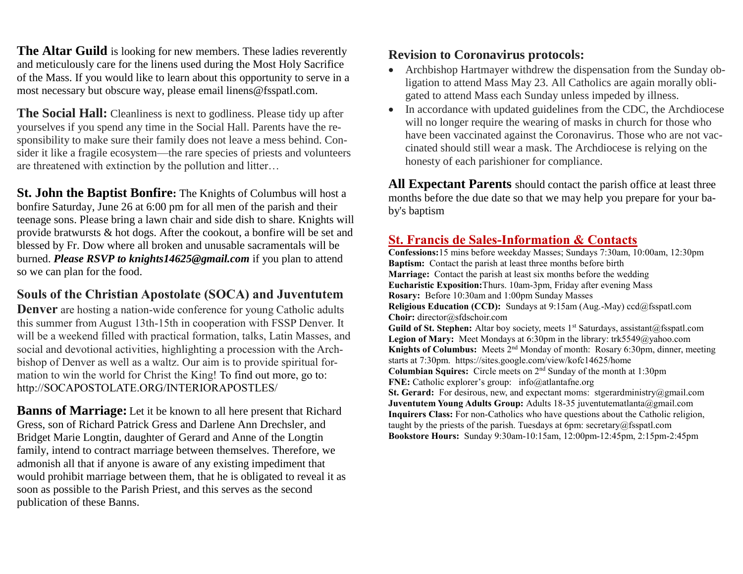**The Altar Guild** is looking for new members. These ladies reverently and meticulously care for the linens used during the Most Holy Sacrifice of the Mass. If you would like to learn about this opportunity to serve in a most necessary but obscure way, please email linens@fsspatl.com.

**The Social Hall:** Cleanliness is next to godliness. Please tidy up after yourselves if you spend any time in the Social Hall. Parents have the responsibility to make sure their family does not leave a mess behind. Consider it like a fragile ecosystem—the rare species of priests and volunteers are threatened with extinction by the pollution and litter…

**St. John the Baptist Bonfire:** The Knights of Columbus will host a bonfire Saturday, June 26 at 6:00 pm for all men of the parish and their teenage sons. Please bring a lawn chair and side dish to share. Knights will provide bratwursts & hot dogs. After the cookout, a bonfire will be set and blessed by Fr. Dow where all broken and unusable sacramentals will be burned. ***Please RSVP to knights14625@gmail.com*** if you plan to attend so we can plan for the food.

**Souls of the Christian Apostolate (SOCA) and Juventutem Denver** are hosting a nation-wide conference for young Catholic adults this summer from August 13th-15th in cooperation with FSSP Denver. It will be a weekend filled with practical formation, talks, Latin Masses, and social and devotional activities, highlighting a procession with the Archbishop of Denver as well as a waltz. Our aim is to provide spiritual formation to win the world for Christ the King! To find out more, go to: http://SOCAPOSTOLATE.ORG/INTERIORAPOSTLES/

**Banns of Marriage:** Let it be known to all here present that Richard Gress, son of Richard Patrick Gress and Darlene Ann Drechsler, and Bridget Marie Longtin, daughter of Gerard and Anne of the Longtin family, intend to contract marriage between themselves. Therefore, we admonish all that if anyone is aware of any existing impediment that would prohibit marriage between them, that he is obligated to reveal it as soon as possible to the Parish Priest, and this serves as the second publication of these Banns.

## Revision to Coronavirus protocols:

- Archbishop Hartmayer withdrew the dispensation from the Sunday obligation to attend Mass May 23. All Catholics are again morally obligated to attend Mass each Sunday unless impeded by illness.
- In accordance with updated guidelines from the CDC, the Archdiocese will no longer require the wearing of masks in church for those who have been vaccinated against the Coronavirus. Those who are not vaccinated should still wear a mask. The Archdiocese is relying on the honesty of each parishioner for compliance.

**All Expectant Parents** should contact the parish office at least three months before the due date so that we may help you prepare for your baby's baptism

## St. Francis de Sales-Information & Contacts

**Confessions:** 15 mins before weekday Masses; Sundays 7:30am, 10:00am, 12:30pm
**Baptism:** Contact the parish at least three months before birth
**Marriage:** Contact the parish at least six months before the wedding
**Eucharistic Exposition:** Thurs. 10am-3pm, Friday after evening Mass
**Rosary:** Before 10:30am and 1:00pm Sunday Masses
**Religious Education (CCD):** Sundays at 9:15am (Aug.-May) ccd@fsspatl.com
**Choir:** director@sfdschoir.com
**Guild of St. Stephen:** Altar boy society, meets 1st Saturdays, assistant@fsspatl.com
**Legion of Mary:** Meet Mondays at 6:30pm in the library: trk5549@yahoo.com
**Knights of Columbus:** Meets 2nd Monday of month: Rosary 6:30pm, dinner, meeting starts at 7:30pm. https://sites.google.com/view/kofc14625/home
**Columbian Squires:** Circle meets on 2nd Sunday of the month at 1:30pm
**FNE:** Catholic explorer's group: info@atlantafne.org
**St. Gerard:** For desirous, new, and expectant moms: stgerardministry@gmail.com
**Juventutem Young Adults Group:** Adults 18-35 juventutematlanta@gmail.com
**Inquirers Class:** For non-Catholics who have questions about the Catholic religion, taught by the priests of the parish. Tuesdays at 6pm: secretary@fsspatl.com
**Bookstore Hours:** Sunday 9:30am-10:15am, 12:00pm-12:45pm, 2:15pm-2:45pm